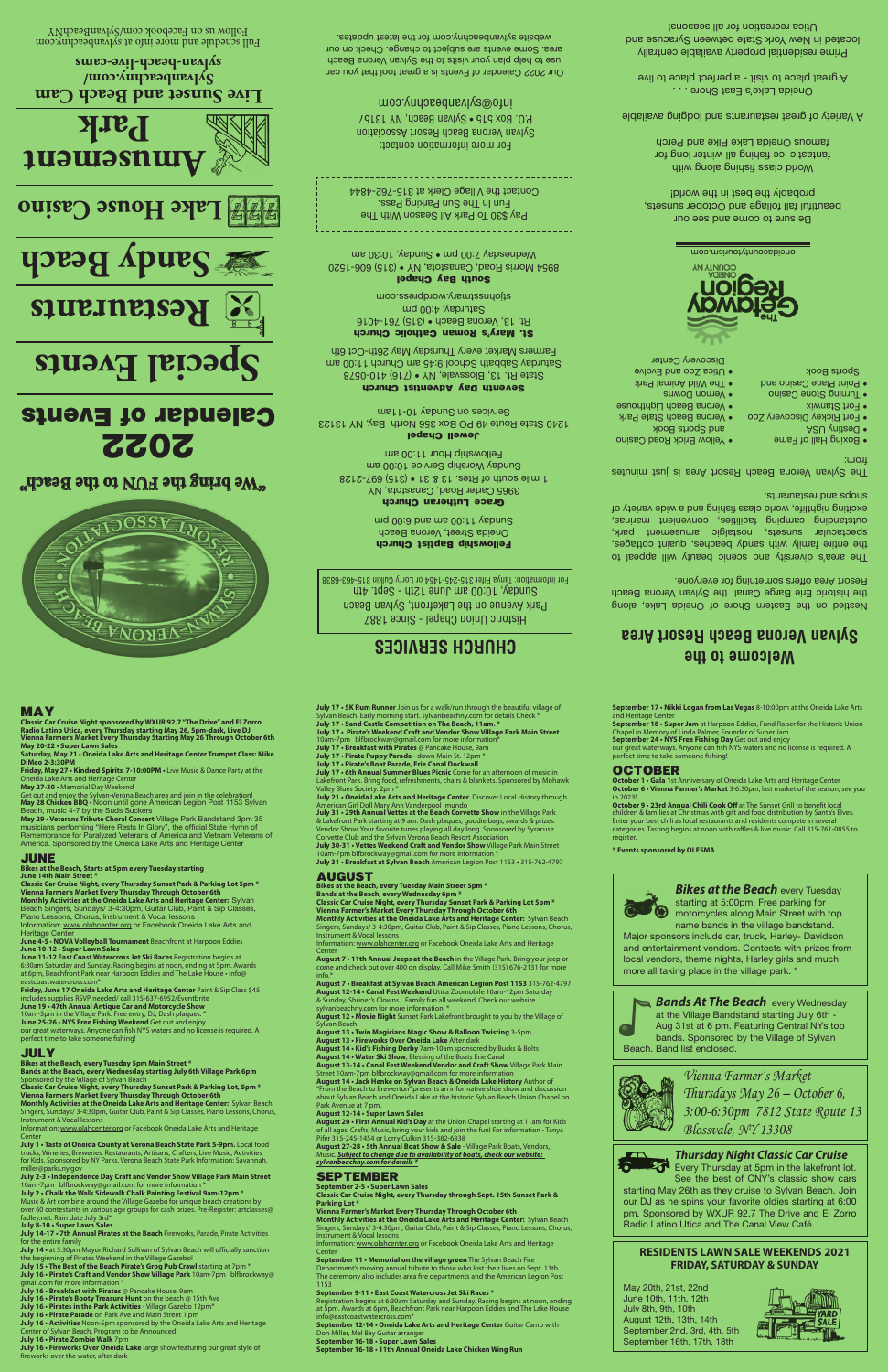"We bring the FUN to the Beach"

# 2022 Calendar of Events

## Special Events
## Restaurants
## Sandy Beach
## Lake House Casino
## Amusement Park

**Live Sunset and Beach Cam**
**Sylvanbeachny.com/sylvan-beach-live-cams**

Full schedule and more info at sylvanbeachny.com
Follow us on Facebook.com/SylvanBeachNY

## CHURCH SERVICES

Historic Union Chapel - Since 1887
Park Avenue on the Lakefront, Sylvan Beach
Sunday, 10:00 am June 12th - Sept. 4th
For information: Tanya Pifer 315-245-1454 or Lorry Culkin 315-483-6838

**Fellowship Baptist Church**
Oneida Street, Verona Beach
Sunday 11:00 am and 6:00 pm

**Grace Lutheran Church**
3965 Carter Road, Canastota, NY
1 mile south of Rtes. 13 & 31 • (315) 697-2128
Sunday Worship Service 10:00 am
Fellowship Hour 11:00 am

**Jewell Chapel**
1240 State Route 49 PO Box 356 North Bay, NY 13123
Services on Sunday 10-11am

**Seventh Day Adventist Church**
State Rt. 13, Blossvale, NY • (716) 410-0578
Saturday Sabbath School 9:45 am Church 11:00 am
Farmers Market every Thursday May 26th-Oct 6th

**St. Mary's Roman Catholic Church**
Rt. 13, Verona Beach • (315) 761-4016
Saturday, 4:00 pm
stjohnsstmary.wordpress.com

**South Bay Chapel**
8954 Morris Road, Canastota, NY • (315) 606-1520
Wednesday 7:00 pm • Sunday, 10:30 am

Pay $30 To Park All Season With The Fun In The Sun Parking Pass.
Contact the Village Clerk at 315-762-4844

For more information contact:
Sylvan Verona Beach Resort Association
P.O. Box 515 • Sylvan Beach, NY 13157
info@sylvanbeachny.com

Our 2022 Calendar of Events is a great tool that you can use to help plan your visits to the Sylvan Verona Beach area. Some events are subject to change. Check on our website sylvanbeachny.com for the latest updates.

## Welcome to the Sylvan Verona Beach Resort Area

Nestled on the Eastern Shore of Oneida Lake, along the historic Erie Barge Canal, the Sylvan Verona Beach Resort Area offers something for everyone.

The area's diversity and scenic beauty will appeal to the entire family with sandy beaches, quaint cottages, spectacular sunsets, nostalgic amusement park, outstanding camping facilities, convenient marinas, exciting nightlife, world class fishing and a wide variety of shops and restaurants.

The Sylvan Verona Beach Resort Area is just minutes from:

- Boxing Hall of Fame
- Destiny USA
- Fort Rickey Discovery Zoo
- Fort Stanwix
- Turning Stone Casino
- Point Place Casino and Sports Book
- Yellow Brick Road Casino and Sports Book
- Verona Beach State Park
- Verona Beach Lighthouse
- Vernon Downs
- The Wild Animal Park
- Utica Zoo and Evolve Discovery Center

The Getaway Region Oneida County NY
oneidacountytourism.com

Be sure to come and see our beautiful fall foliage and October sunsets, probably the best in the world!

World class fishing along with fantastic ice fishing all winter long for famous Oneida Lake Pike and Perch

A Variety of great restaurants and lodging available

Oneida Lake's East Shore . . .
A great place to visit - a perfect place to live

Prime residential property available centrally located in New York State between Syracuse and Utica recreation for all seasons!

## MAY

**Classic Car Cruise Night sponsored by WXUR 92.7 "The Drive" and El Zorro Radio Latino Utica, every Thursday starting May 26, 5pm-dark, Live DJ**
**Vienna Farmer's Market Every Thursday Starting May 26 Through October 6th**
**May 20-22 • Super Lawn Sales**
**Saturday, May 21 • Oneida Lake Arts and Heritage Center Trumpet Class: Mike DiMeo 2-3:30PM**
**Friday, May 27 • Kindred Spirits 7-10:00PM** • Live Music & Dance Party at the Oneida Lake Arts and Heritage Center
**May 27-30** • Memorial Day Weekend
Get out and enjoy the Sylvan-Verona Beach area and join in the celebration!
**May 28 Chicken BBQ** • Noon until gone American Legion Post 1153 Sylvan Beach, music 4-7 by the Suds Suckers
**May 29 • Veterans Tribute Choral Concert** Village Park Bandstand 3pm 35 musicians performing "Here Rests In Glory", the official State Hymn of Remembrance for Paralyzed Veterans of America and Vietnam Veterans of America. Sponsored by the Oneida Lake Arts and Heritage Center

## JUNE

**Bikes at the Beach, Starts at 5pm every Tuesday starting June 14th Main Street \***
**Classic Car Cruise Night, every Thursday Sunset Park & Parking Lot 5pm \***
**Vienna Farmer's Market Every Thursday Through October 6th**
**Monthly Activities at the Oneida Lake Arts and Heritage Center:** Sylvan Beach Singers, Sundays/ 3-4:30pm, Guitar Club, Paint & Sip Classes, Piano Lessons, Chorus, Instrument & Vocal lessons
Information: www.olahcenter.org or Facebook Oneida Lake Arts and Heritage Center
**June 4-5 • NOVA Volleyball Tournament** Beachfront at Harpoon Eddies
**June 10-12 • Super Lawn Sales**
**June 11-12 East Coast Watercross Jet Ski Races** Registration begins at 6:30am Saturday and Sunday. Racing begins at noon, ending at 5pm. Awards at 6pm, Beachfront Park near Harpoon Eddies and The Lake House • info@eastcoastwatercross.com\*
**Friday, June 17 Oneida Lake Arts and Heritage Center** Paint & Sip Class $45 includes supplies RSVP needed/ call 315-637-6952/Eventbrite
**June 19 • 47th Annual Antique Car and Motorcycle Show** 10am-5pm in the Village Park. Free entry, DJ, Dash plaques. \*
**June 25-26 • NYS Free Fishing Weekend** Get out and enjoy our great waterways. Anyone can fish NYS waters and no license is required. A perfect time to take someone fishing!

## JULY

**Bikes at the Beach, every Tuesday 5pm Main Street \***
**Bands at the Beach, every Wednesday starting July 6th Village Park 6pm** Sponsored by the Village of Sylvan Beach
**Classic Car Cruise Night, every Thursday Sunset Park & Parking Lot, 5pm \***
**Vienna Farmer's Market Every Thursday Through October 6th**
**Monthly Activities at the Oneida Lake Arts and Heritage Center:** Sylvan Beach Singers, Sundays/ 3-4:30pm, Guitar Club, Paint & Sip Classes, Piano Lessons, Chorus, Instrument & Vocal lessons
Information: www.olahcenter.org or Facebook Oneida Lake Arts and Heritage Center
**July 1 • Taste of Oneida County at Verona Beach State Park 5-9pm.** Local food trucks, Wineries, Breweries, Restaurants, Artisans, Crafters, Live Music, Activities for Kids. Sponsored by NY Parks, Verona Beach State Park Information: Savannah.miller@parks.ny.gov
**July 2-3 • Independence Day Craft and Vendor Show Village Park Main Street** 10am-7pm bflbrockway@gmail.com for more information \*
**July 2 • Chalk the Walk Sidewalk Chalk Painting Festival 9am-12pm \*** Music & Art combine around the Village Gazebo for unique beach creations by over 60 contestants in various age groups for cash prizes. Pre-Register: artclasses@fadley.net. Rain date July 3rd\*
**July 8-10 • Super Lawn Sales**
**July 14-17 • 7th Annual Pirates at the Beach** Fireworks, Parade, Pirate Activities for the entire family
**July 14 •** at 5:30pm Mayor Richard Sullivan of Sylvan Beach will officially sanction the beginning of Pirates Weekend in the Village Gazebo!
**July 15 • The Best of the Beach Pirate's Grog Pub Crawl** starting at 7pm \*
**July 16 • Pirate's Craft and Vendor Show Village Park** 10am-7pm bflbrockway@gmail.com for more information \*
**July 16 • Breakfast with Pirates** @ Pancake House, 9am
**July 16 • Pirate's Booty Treasure Hunt** on the beach @ 15th Ave
**July 16 • Pirates in the Park Activities** - Village Gazebo 12pm\*
**July 16 • Pirate Parade** on Park Ave and Main Street 1 pm
**July 16 • Activities** Noon-5pm sponsored by the Oneida Lake Arts and Heritage Center of Sylvan Beach, Program to be Announced
**July 16 • Pirate Zombie Walk** 7pm
**July 16 • Fireworks Over Oneida Lake** large show featuring our great style of fireworks over the water, after dark
**July 17 • 5K Run Rummer** Join us for a walk/run through the beautiful village of Sylvan Beach. Early morning start. sylvanbeachny.com for details Check \*
**July 17 • Sand Castle Competition on The Beach, 11am. \***
**July 17 • Pirate's Weekend Craft and Vendor Show Village Park Main Street** 10am-7pm bflbrockway@gmail.com for more information\*
**July 17 • Breakfast with Pirates** @ Pancake House, 9am
**July 17 • Pirate Puppy Parade** - down Main St. 12pm \*
**July 17 • Pirate's Boat Parade, Erie Canal Dockwall**
**July 17 • 6th Annual Summer Blues Picnic** Come for an afternoon of music in Lakefront Park. Bring food, refreshments, chairs & blankets. Sponsored by Mohawk Valley Blues Society. 2pm \*
**July 21 • Oneida Lake Arts and Heritage Center** Discover Local History through American Girl Doll Mary Ann Vanderpool Imundo
**July 31 • 29th Annual Vettes at the Beach Corvette Show** in the Village Park & Lakefront Park starting at 9 am. Dash plaques, goodie bags, awards & prizes. Vendor Show. Your favorite tunes playing all day long. Sponsored by Syracuse Corvette Club and the Sylvan Verona Beach Resort Association
**July 30-31 • Vettes Weekend Craft and Vendor Show** Village Park Main Street 10am-7pm bflbrockway@gmail.com for more information \*
**July 31 • Breakfast at Sylvan Beach** American Legion Post 1153 • 315-762-4797

## AUGUST

**Bikes at the Beach, every Tuesday Main Street 5pm \***
**Bands at the Beach, every Wednesday 6pm \***
**Classic Car Cruise Night, every Thursday Sunset Park & Parking Lot 5pm \***
**Vienna Farmer's Market Every Thursday Through October 6th**
**Monthly Activities at the Oneida Lake Arts and Heritage Center:** Sylvan Beach Singers, Sundays/ 3-4:30pm, Guitar Club, Paint & Sip Classes, Piano Lessons, Chorus, Instrument & Vocal lessons
Information: www.olahcenter.org or Facebook Oneida Lake Arts and Heritage Center
**August 7 • 11th Annual Jeeps at the Beach** in the Village Park. Bring your jeep or come and check out over 400 on display. Call Mike Smith (315) 676-2131 for more info.\*
**August 7 • Breakfast at Sylvan Beach American Legion Post 1153** 315-762-4797
**August 12-14 • Canal Fest Weekend** Utica Zoomobile 10am-12pm Saturday & Sunday, Shriner's Clowns. Family fun all weekend. Check our website sylvanbeachny.com for more information. \*
**August 12 • Movie Night** Sunset Park Lakefront brought to you by the Village of Sylvan Beach
**August 13 • Twin Magicians Magic Show & Balloon Twisting** 3-5pm
**August 13 • Fireworks Over Oneida Lake** After dark
**August 14 • Kid's Fishing Derby** 7am-10am sponsored by Bucks & Bolts
**August 14 • Water Ski Show**, Blessing of the Boats Erie Canal
**August 13-14 • Canal Fest Weekend Vendor and Craft Show** Village Park Main Street 10am-7pm bflbrockway@gmail.com for more information
**August 14 • Jack Henke on Sylvan Beach & Oneida Lake History** Author of "From the Beach to Brewerton" presents an informative slide show and discussion about Sylvan Beach and Oneida Lake at the historic Sylvan Beach Union Chapel on Park Avenue at 7 pm.
**August 12-14 • Super Lawn Sales**
**August 20 • First Annual Kid's Day** at the Union Chapel starting at 11am for Kids of all ages. Crafts, Music, bring your kids and join the fun! For information - Tanya Pifer 315-245-1454 or Lorry Culkin 315-382-6838
**August 27-28 • 5th Annual Boat Show & Sale** - Village Park Boats, Vendors, Music. ***Subject to change due to availability of boats, check our website: sylvanbeachny.com for details \****

## SEPTEMBER

**September 2-5 • Super Lawn Sales**
**Classic Car Cruise Night, every Thursday through Sept. 15th Sunset Park & Parking Lot \***
**Vienna Farmer's Market Every Thursday Through October 6th**
**Monthly Activities at the Oneida Lake Arts and Heritage Center:** Sylvan Beach Singers, Sundays/ 3-4:30pm, Guitar Club, Paint & Sip Classes, Piano Lessons, Chorus, Instrument & Vocal lessons
Information: www.olahcenter.org or Facebook Oneida Lake Arts and Heritage Center
**September 11 • Memorial on the village green** The Sylvan Beach Fire Department's moving annual tribute to those who lost their lives on Sept. 11th. The ceremony also includes area fire departments and the American Legion Post 1153
**September 9-11 • East Coast Watercross Jet Ski Races \*** Registration begins at 6:30am Saturday and Sunday. Racing begins at noon, ending at 5pm. Awards at 6pm, Beachfront Park near Harpoon Eddies and The Lake House info@eastcoastwatercross.com\*
**September 12-14 • Oneida Lake Arts and Heritage Center** Guitar Camp with Don Miller, Mel Bay Guitar arranger
**September 16-18 • Super Lawn Sales**
**September 16-18 • 11th Annual Oneida Lake Chicken Wing Run**
**September 17 • Nikki Logan from Las Vegas** 8-10:00pm at the Oneida Lake Arts and Heritage Center
**September 18 • Super Jam** at Harpoon Eddies, Fund Raiser for the Historic Union Chapel in Memory of Linda Palmer, Founder of Super Jam
**September 24 • NYS Free Fishing Day** Get out and enjoy our great waterways. Anyone can fish NYS waters and no license is required. A perfect time to take someone fishing!

## OCTOBER

**October 1 • Gala** 1st Anniversary of Oneida Lake Arts and Heritage Center
**October 6 • Vienna Farmer's Market** 3-6:30pm, last market of the season, see you in 2023!
**October 9 • 23rd Annual Chili Cook Off** at The Sunset Grill to benefit local children & families at Christmas with gift and food distribution by Santa's Elves. Enter your best chili as local restaurants and residents compete in several categories. Tasting begins at noon with raffles & live music. Call 315-761-0855 to register.

**\* Events sponsored by OLESMA**

***Bikes at the Beach*** every Tuesday starting at 5:00pm. Free parking for motorcycles along Main Street with top name bands in the village bandstand. Major sponsors include car, truck, Harley- Davidson and entertainment vendors. Contests with prizes from local vendors, theme nights, Harley girls and much more all taking place in the village park. \*

***Bands At The Beach*** every Wednesday at the Village Bandstand starting July 6th - Aug 31st at 6 pm. Featuring Central NYs top bands. Sponsored by the Village of Sylvan Beach. Band list enclosed.

*Vienna Farmer's Market*
*Thursdays May 26 – October 6, 3:00-6:30pm 7812 State Route 13 Blossvale, NY 13308*

***Thursday Night Classic Car Cruise*** Every Thursday at 5pm in the lakefront lot. See the best of CNY's classic show cars starting May 26th as they cruise to Sylvan Beach. Join our DJ as he spins your favorite oldies starting at 6:00 pm. Sponsored by WXUR 92.7 The Drive and El Zorro Radio Latino Utica and The Canal View Café.

**RESIDENTS LAWN SALE WEEKENDS 2021**
**FRIDAY, SATURDAY & SUNDAY**

May 20th, 21st, 22nd
June 10th, 11th, 12th
July 8th, 9th, 10th
August 12th, 13th, 14th
September 2nd, 3rd, 4th, 5th
September 16th, 17th, 18th

YARD SALE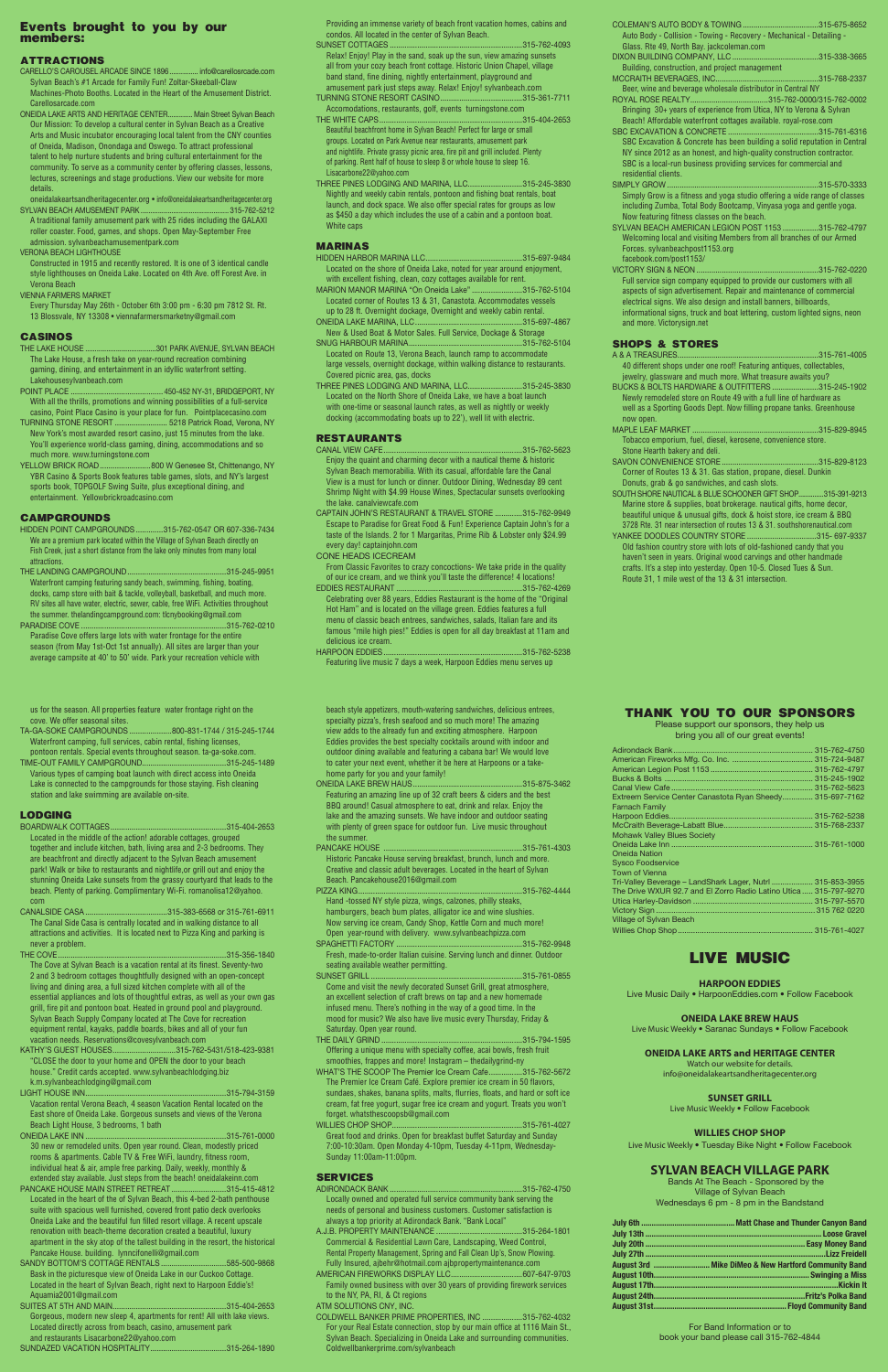# Events brought to you by our members:

## ATTRACTIONS

CARELLO'S CAROUSEL ARCADE SINCE 1896.............. info@carellosarcade.com
Sylvan Beach's #1 Arcade for Family Fun! Zoltar-Skeeball-Claw Machines-Photo Booths. Located in the Heart of the Amusement District. Carellosarcade.com

ONEIDA LAKE ARTS AND HERITAGE CENTER............ Main Street Sylvan Beach
Our Mission: To develop a cultural center in Sylvan Beach as a Creative Arts and Music incubator encouraging local talent from the CNY counties of Oneida, Madison, Onondaga and Oswego. To attract professional talent to help nurture students and bring cultural entertainment for the community. To serve as a community center by offering classes, lessons, lectures, screenings and stage productions. View our website for more details.
oneidalakeartsandheritagecenter.org • info@oneidalakeartsandheritagecenter.org

SYLVAN BEACH AMUSEMENT PARK.......................................... 315-762-5212
A traditional family amusement park with 25 rides including the GALAXI roller coaster. Food, games, and shops. Open May-September Free admission. sylvanbeachamusementpark.com

VERONA BEACH LIGHTHOUSE
Constructed in 1915 and recently restored. It is one of 3 identical candle style lighthouses on Oneida Lake. Located on 4th Ave. off Forest Ave. in Verona Beach

VIENNA FARMERS MARKET
Every Thursday May 26th - October 6th 3:00 pm - 6:30 pm 7812 St. Rt. 13 Blossvale, NY 13308 • viennafarmersmarketny@gmail.com

## CASINOS

THE LAKE HOUSE ...................................301 PARK AVENUE, SYLVAN BEACH
The Lake House, a fresh take on year-round recreation combining gaming, dining, and entertainment in an idyllic waterfront setting. Lakehousesylvanbeach.com

POINT PLACE .............................................. 450-452 NY-31, BRIDGEPORT, NY
With all the thrills, promotions and winning possibilities of a full-service casino, Point Place Casino is your place for fun. Pointplacecasino.com

TURNING STONE RESORT ..............................5218 Patrick Road, Verona, NY
New York's most awarded resort casino, just 15 minutes from the lake. You'll experience world-class gaming, dining, accommodations and so much more. www.turningstone.com

YELLOW BRICK ROAD .........................800 W Genesee St, Chittenango, NY
YBR Casino & Sports Book features table games, slots, and NY's largest sports book, TOPGOLF Swing Suite, plus exceptional dining, and entertainment. Yellowbrickroadcasino.com

## CAMPGROUNDS

HIDDEN POINT CAMPGROUNDS .............315-762-0547 OR 607-336-7434
We are a premium park located within the Village of Sylvan Beach directly on Fish Creek, just a short distance from the lake only minutes from many local attractions.

THE LANDING CAMPGROUND..................................................315-245-9951
Waterfront camping featuring sandy beach, swimming, fishing, boating, docks, camp store with bait & tackle, volleyball, basketball, and much more. RV sites all have water, electric, sewer, cable, free WiFi. Activities throughout the summer. thelandingcampground.com: tlcnybooking@gmail.com

PARADISE COVE .......................................................................315-762-0210
Paradise Cove offers large lots with water frontage for the entire season (from May 1st-Oct 1st annually). All sites are larger than your average campsite at 40' to 50' wide. Park your recreation vehicle with us for the season. All properties feature water frontage right on the cove. We offer seasonal sites.

TA-GA-SOKE CAMPGROUNDS ......................800-831-1744 / 315-245-1744
Waterfront camping, full services, cabin rental, fishing licenses, pontoon rentals. Special events throughout season. ta-ga-soke.com.

TIME-OUT FAMILY CAMPGROUND.........................................315-245-1489
Various types of camping boat launch with direct access into Oneida Lake is connected to the campgrounds for those staying. Fish cleaning station and lake swimming are available on-site.

## LODGING

BOARDWALK COTTAGES.........................................................315-404-2653
Located in the middle of the action! adorable cottages, grouped together and include kitchen, bath, living area and 2-3 bedrooms. They are beachfront and directly adjacent to the Sylvan Beach amusement park! Walk or bike to restaurants and nightlife.or grill out and enjoy the stunning Oneida Lake sunsets from the grassy courtyard that leads to the beach. Plenty of parking. Complimentary Wi-Fi. romanolisa12@yahoo.com

CANALSIDE CASA ...........................................315-383-6568 or 315-761-6911
The Canal Side Casa is centrally located and in walking distance to all attractions and activities. It is located next to Pizza King and parking is never a problem.

THE COVE......................................................................................315-356-1840
The Cove at Sylvan Beach is a vacation rental at its finest. Seventy-two 2 and 3 bedroom cottages thoughtfully designed with an open-concept living and dining area, a full sized kitchen complete with all of the essential appliances and lots of thoughtful extras, as well as your own gas grill, fire pit and pontoon boat. Heated in ground pool and playground. Sylvan Beach Supply Company located at The Cove for recreation equipment rental, kayaks, paddle boards, bikes and all of your fun vacation needs. Reservations@covesylvanbeach.com

KATHY'S GUEST HOUSES..................................315-762-5431/518-423-9381
"CLOSE the door to your home and OPEN the door to your beach house." Credit cards accepted. www.sylvanbeachlodging.biz k.m.sylvanbeachlodging@gmail.com

LIGHT HOUSE INN.......................................................................315-794-3159
Vacation rental Verona Beach, 4 season Vacation Rental located on the East shore of Oneida Lake. Gorgeous sunsets and views of the Verona Beach Light House, 3 bedrooms, 1 bath

ONEIDA LAKE INN ........................................................................315-761-0000
30 new or remodeled units. Open year round. Clean, modestly priced rooms & apartments. Cable TV & Free WiFi, laundry, fitness room, individual heat & air, ample free parking. Daily, weekly, monthly & extended stay available. Just steps from the beach! oneidalakeinn.com

PANCAKE HOUSE MAIN STREET RETREAT...........................315-415-4812
Located in the heart of the of Sylvan Beach, this 4-bed 2-bath penthouse suite with spacious well furnished, covered front patio deck overlooks Oneida Lake and the beautiful fun filled resort village. A recent upscale renovation with beach-theme decoration created a beautiful, luxury apartment in the sky atop of the tallest building in the resort, the historical Pancake House. building. lynncifonelli@gmail.com

SANDY BOTTOM'S COTTAGE RENTALS.................................585-500-9868
Bask in the picturesque view of Oneida Lake in our Cuckoo Cottage. Located in the heart of Sylvan Beach, right next to Harpoon Eddie's! Aquamia2001@gmail.com

SUITES AT 5TH AND MAIN.........................................................315-404-2653
Gorgeous, modern new sleep 4, apartments for rent! All with lake views. Located directly across from beach, casino, amusement park and restaurants Lisacarbone22@yahoo.com

SUNDAZED VACATION HOSPITALITY......................................315-264-1890
Providing an immense variety of beach front vacation homes, cabins and condos. All located in the center of Sylvan Beach.

SUNSET COTTAGES ......................................................................315-762-4093
Relax! Enjoy! Play in the sand, soak up the sun, view amazing sunsets all from your cozy beach front cottage. Historic Union Chapel, village band stand, fine dining, nightly entertainment, playground and amusement park just steps away. Relax! Enjoy! sylvanbeach.com

TURNING STONE RESORT CASINO..........................................315-361-7711
Accomodations, restaurants, golf, events turningstone.com

THE WHITE CAPS...........................................................................315-404-2653
Beautiful beachfront home in Sylvan Beach! Perfect for large or small groups. Located on Park Avenue near restaurants, amusement park and nightlife. Private grassy picnic area, fire pit and grill included. Plenty of parking. Rent half of house to sleep 8 or whole house to sleep 16. Lisacarbone22@yahoo.com

THREE PINES LODGING AND MARINA, LLC............................315-245-3830
Nightly and weekly cabin rentals, pontoon and fishing boat rentals, boat launch, and dock space. We also offer special rates for groups as low as $450 a day which includes the use of a cabin and a pontoon boat. White caps

## MARINAS

HIDDEN HARBOR MARINA LLC....................................................315-697-9484
Located on the shore of Oneida Lake, noted for year around enjoyment, with excellent fishing, clean, cozy cottages available for rent.

MARION MANOR MARINA "On Oneida Lake" ...........................315-762-5104
Located corner of Routes 13 & 31, Canastota. Accommodates vessels up to 28 ft. Overnight dockage, Overnight and weekly cabin rental.

ONEIDA LAKE MARINA, LLC.........................................................315-697-4867
New & Used Boat & Motor Sales. Full Service, Dockage & Storage

SNUG HARBOUR MARINA..............................................................315-762-5104
Located on Route 13, Verona Beach, launch ramp to accommodate large vessels, overnight dockage, within walking distance to restaurants. Covered picnic area, gas, docks

THREE PINES LODGING AND MARINA, LLC..............................315-245-3830
Located on the North Shore of Oneida Lake, we have a boat launch with one-time or seasonal launch rates, as well as nightly or weekly docking (accommodating boats up to 22'), well lit with electric.

## RESTAURANTS

CANAL VIEW CAFE.........................................................................315-762-5623
Enjoy the quaint and charming decor with a nautical theme & historic Sylvan Beach memorabilia. With its casual, affordable fare the Canal View is a must for lunch or dinner. Outdoor Dining, Wednesday 89 cent Shrimp Night with $4.99 House Wines, Spectacular sunsets overlooking the lake. canalviewcafe.com

CAPTAIN JOHN'S RESTAURANT & TRAVEL STORE .............315-762-9949
Escape to Paradise for Great Food & Fun! Experience Captain John's for a taste of the Islands. 2 for 1 Margaritas, Prime Rib & Lobster only $24.99 every day! captainjohn.com

CONE HEADS ICECREAM
From Classic Favorites to crazy concoctions- We take pride in the quality of our ice cream, and we think you'll taste the difference! 4 locations!

EDDIES RESTAURANT .....................................................................315-762-4269
Celebrating over 88 years, Eddies Restaurant is the home of the "Original Hot Ham" and is located on the village green. Eddies features a full menu of classic beach entrees, sandwiches, salads, Italian fare and its famous "mile high pies!" Eddies is open for all day breakfast at 11am and delicious ice cream.

HARPOON EDDIES ..........................................................................315-762-5238
Featuring live music 7 days a week, Harpoon Eddies menu serves up beach style appetizers, mouth-watering sandwiches, delicious entrees, specialty pizza's, fresh seafood and so much more! The amazing view adds to the already fun and exciting atmosphere. Harpoon Eddies provides the best specialty cocktails around with indoor and outdoor dining available and featuring a cabana bar! We would love to cater your next event, whether it be here at Harpoons or a take-home party for you and your family!

ONEIDA LAKE BREW HAUS.............................................................315-875-3462
Featuring an amazing line up of 32 craft beers & ciders and the best BBQ around! Casual atmosphere to eat, drink and relax. Enjoy the lake and the amazing sunsets. We have indoor and outdoor seating with plenty of green space for outdoor fun. Live music throughout the summer.

PANCAKE HOUSE .........................................................................315-761-4303
Historic Pancake House serving breakfast, brunch, lunch and more. Creative and classic adult beverages. Located in the heart of Sylvan Beach. Pancakehouse2016@gmail.com

PIZZA KING.....................................................................................315-762-4444
Hand -tossed NY style pizza, wings, calzones, philly steaks, hamburgers, beach bum plates, alligator ice and wine slushies. Now serving ice cream, Candy Shop, Kettle Corn and much more! Open year-round with delivery. www.sylvanbeachpizza.com

SPAGHETTI FACTORY ...................................................................315-762-9948
Fresh, made-to-order Italian cuisine. Serving lunch and dinner. Outdoor seating available weather permitting.

SUNSET GRILL ...............................................................................315-761-0855
Come and visit the newly decorated Sunset Grill, great atmosphere, an excellent selection of craft brews on tap and a new homemade infused menu. There's nothing in the way of a good time. In the mood for music? We also have live music every Thursday, Friday & Saturday. Open year round.

THE DAILY GRIND ..........................................................................315-794-1595
Offering a unique menu with specialty coffee, acai bowls, fresh fruit smoothies, frappes and more! Instagram – thedailygrind-ny

WHAT'S THE SCOOP The Premier Ice Cream Cafe.................315-762-5672
The Premier Ice Cream Café. Explore premier ice cream in 50 flavors, sundaes, shakes, banana splits, malts, flurries, floats, and hard or soft ice cream, fat free yogurt, sugar free ice cream and yogurt. Treats you won't forget. whatsthescoopsb@gmail.com

WILLIES CHOP SHOP.......................................................................315-761-4027
Great food and drinks. Open for breakfast buffet Saturday and Sunday 7:00-10:30am. Open Monday 4-10pm, Tuesday 4-11pm, Wednesday-Sunday 11:00am-11:00pm.

## SERVICES

ADIRONDACK BANK .......................................................................315-762-4750
Locally owned and operated full service community bank serving the needs of personal and business customers. Customer satisfaction is always a top priority at Adirondack Bank. "Bank Local"

A.J.B. PROPERTY MAINTENANCE .................................................315-264-1801
Commercial & Residential Lawn Care, Landscaping, Weed Control, Rental Property Management, Spring and Fall Clean Up's, Snow Plowing. Fully Insured, ajbehr@hotmail.com ajbpropertymaintenance.com

AMERICAN FIREWORKS DISPLAY LLC..........................................607-647-9703
Family owned business with over 30 years of providing firework services to the NY, PA, RI, & Ct regions

ATM SOLUTIONS CNY, INC.

COLDWELL BANKER PRIME PROPERTIES, INC ...................315-762-4032
For your Real Estate connection, stop by our main office at 1116 Main St., Sylvan Beach. Specializing in Oneida Lake and surrounding communities. Coldwellbankerprime.com/sylvanbeach

COLEMAN'S AUTO BODY & TOWING ..........................................315-675-8652
Auto Body - Collision - Towing - Recovery - Mechanical - Detailing - Glass. Rte 49, North Bay. jackcoleman.com

DIXON BUILDING COMPANY, LLC..................................................315-338-3665
Building, construction, and project management

MCCRAITH BEVERAGES, INC.........................................................315-768-2337
Beer, wine and beverage wholesale distributor in Central NY

ROYAL ROSE REALTY.........................................315-762-0000/315-762-0002
Bringing 30+ years of experience from Utica, NY to Verona & Sylvan Beach! Affordable waterfront cottages available. royal-rose.com

SBC EXCAVATION & CONCRETE ...................................................315-761-6316
SBC Excavation & Concrete has been building a solid reputation in Central NY since 2012 as an honest, and high-quality construction contractor. SBC is a local-run business providing services for commercial and residential clients.

SIMPLY GROW ...............................................................................315-570-3333
Simply Grow is a fitness and yoga studio offering a wide range of classes including Zumba, Total Body Bootcamp, Vinyasa yoga and gentle yoga. Now featuring fitness classes on the beach.

SYLVAN BEACH AMERICAN LEGION POST 1153 ..................315-762-4797
Welcoming local and visiting Members from all branches of our Armed Forces. sylvanbeachpost1153.org facebook.com/post1153/

VICTORY SIGN & NEON ...................................................................315-762-0220
Full service sign company equipped to provide our customers with all aspects of sign advertisement. Repair and maintenance of commercial electrical signs. We also design and install banners, billboards, informational signs, truck and boat lettering, custom lighted signs, neon and more. Victorysign.net

## SHOPS & STORES

A & A TREASURES...........................................................................315-761-4005
40 different shops under one roof! Featuring antiques, collectables, jewelry, glassware and much more. What treasure awaits you?

BUCKS & BOLTS HARDWARE & OUTFITTERS .....................315-245-1902
Newly remodeled store on Route 49 with a full line of hardware as well as a Sporting Goods Dept. Now filling propane tanks. Greenhouse now open.

MAPLE LEAF MARKET ....................................................................315-829-8945
Tobacco emporium, fuel, diesel, kerosene, convenience store. Stone Hearth bakery and deli.

SAVON CONVENIENCE STORE ......................................................315-829-8123
Corner of Routes 13 & 31. Gas station, propane, diesel. Dunkin Donuts, grab & go sandwiches, and cash slots.

SOUTH SHORE NAUTICAL & BLUE SCHOONER GIFT SHOP............315-391-9213
Marine store & supplies, boat brokerage. nautical gifts, home decor, beautiful unique & unusual gifts, dock & hoist store, ice cream & BBQ 3728 Rte. 31 near intersection of routes 13 & 31. southshorenautical.com

YANKEE DOODLES COUNTRY STORE ...........................................315- 697-9337
Old fashion country store with lots of old-fashioned candy that you haven't seen in years. Original wood carvings and other handmade crafts. It's a step into yesterday. Open 10-5. Closed Tues & Sun. Route 31, 1 mile west of the 13 & 31 intersection.

# THANK YOU TO OUR SPONSORS

Please support our sponsors, they help us bring you all of our great events!

| | |
|---|---|
| Adirondack Bank | 315-762-4750 |
| American Fireworks Mfg. Co. Inc. | 315-724-9487 |
| American Legion Post 1153 | 315-762-4797 |
| Bucks & Bolts | 315-245-1902 |
| Canal View Cafe | 315-762-5623 |
| Extreem Service Center Canastota Ryan Sheedy | 315-697-7162 |
| Farnach Family | |
| Harpoon Eddies | 315-762-5238 |
| McCraith Beverage-Labatt Blue | 315-768-2337 |
| Mohawk Valley Blues Society | |
| Oneida Lake Inn | 315-761-1000 |
| Oneida Nation | |
| Sysco Foodservice | |
| Town of Vienna | |
| Tri-Valley Beverage – LandShark Lager, Nutrl | 315-853-3955 |
| The Drive WXUR 92.7 and El Zorro Radio Latino Utica | 315-797-9270 |
| Utica Harley-Davidson | 315-797-5570 |
| Victory Sign | 315 762 0220 |
| Village of Sylvan Beach | |
| Willies Chop Shop | 315-761-4027 |

# LIVE MUSIC

**HARPOON EDDIES**
Live Music Daily • HarpoonEddies.com • Follow Facebook

**ONEIDA LAKE BREW HAUS**
Live Music Weekly • Saranac Sundays • Follow Facebook

**ONEIDA LAKE ARTS and HERITAGE CENTER**
Watch our website for details.
info@oneidalakeartsandheritagecenter.org

**SUNSET GRILL**
Live Music Weekly • Follow Facebook

**WILLIES CHOP SHOP**
Live Music Weekly • Tuesday Bike Night • Follow Facebook

## SYLVAN BEACH VILLAGE PARK

Bands At The Beach - Sponsored by the Village of Sylvan Beach
Wednesdays 6 pm - 8 pm in the Bandstand

| | |
|---|---|
| July 6th | Matt Chase and Thunder Canyon Band |
| July 13th | Loose Gravel |
| July 20th | Easy Money Band |
| July 27th | Lizz Freidell |
| August 3rd | Mike DiMeo & New Hartford Community Band |
| August 10th | Swinging a Miss |
| August 17th | Kickin It |
| August 24th | Fritz's Polka Band |
| August 31st | Floyd Community Band |

For Band Information or to book your band please call 315-762-4844